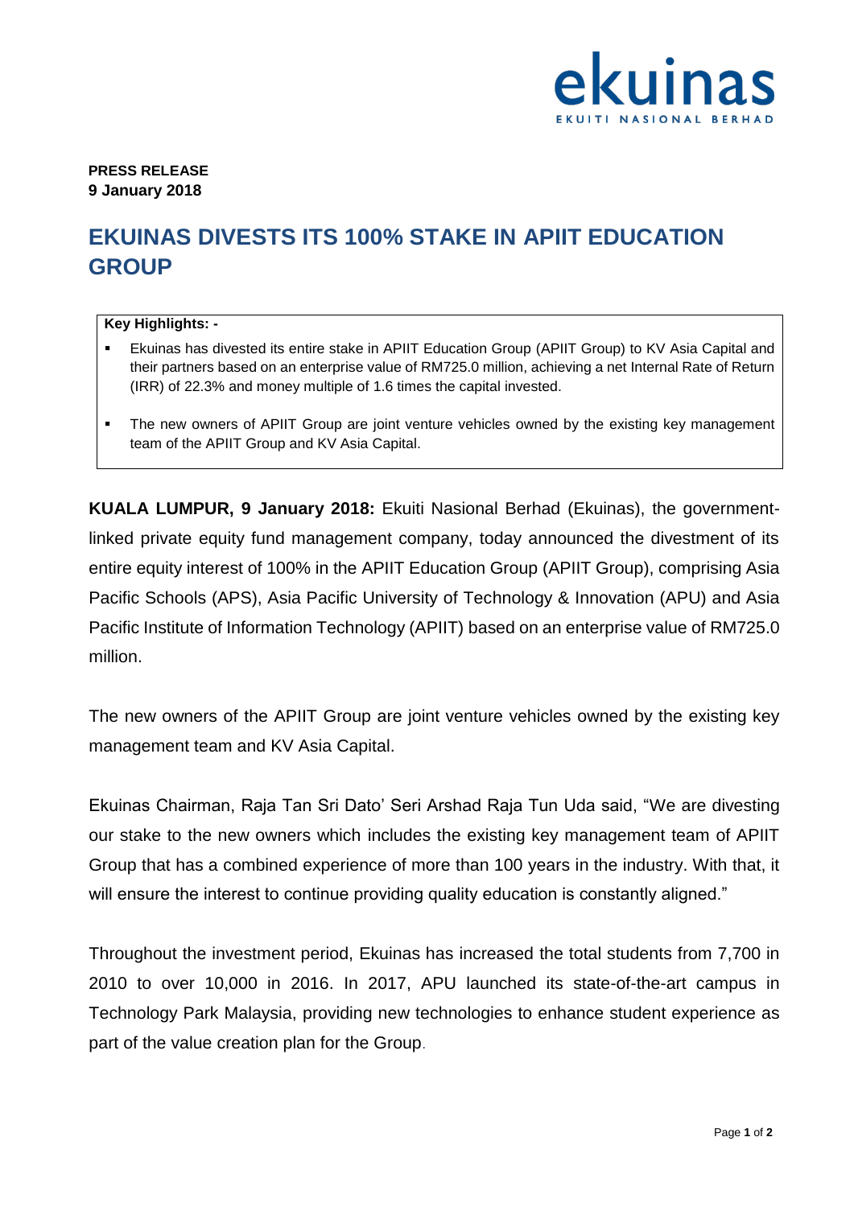**PRESS RELEASE**
**9 January 2018**

# EKUINAS DIVESTS ITS 100% STAKE IN APIIT EDUCATION GROUP

**Key Highlights: -**

- Ekuinas has divested its entire stake in APIIT Education Group (APIIT Group) to KV Asia Capital and their partners based on an enterprise value of RM725.0 million, achieving a net Internal Rate of Return (IRR) of 22.3% and money multiple of 1.6 times the capital invested.
- The new owners of APIIT Group are joint venture vehicles owned by the existing key management team of the APIIT Group and KV Asia Capital.

**KUALA LUMPUR, 9 January 2018:** Ekuiti Nasional Berhad (Ekuinas), the government-linked private equity fund management company, today announced the divestment of its entire equity interest of 100% in the APIIT Education Group (APIIT Group), comprising Asia Pacific Schools (APS), Asia Pacific University of Technology & Innovation (APU) and Asia Pacific Institute of Information Technology (APIIT) based on an enterprise value of RM725.0 million.

The new owners of the APIIT Group are joint venture vehicles owned by the existing key management team and KV Asia Capital.

Ekuinas Chairman, Raja Tan Sri Dato' Seri Arshad Raja Tun Uda said, "We are divesting our stake to the new owners which includes the existing key management team of APIIT Group that has a combined experience of more than 100 years in the industry. With that, it will ensure the interest to continue providing quality education is constantly aligned."

Throughout the investment period, Ekuinas has increased the total students from 7,700 in 2010 to over 10,000 in 2016. In 2017, APU launched its state-of-the-art campus in Technology Park Malaysia, providing new technologies to enhance student experience as part of the value creation plan for the Group.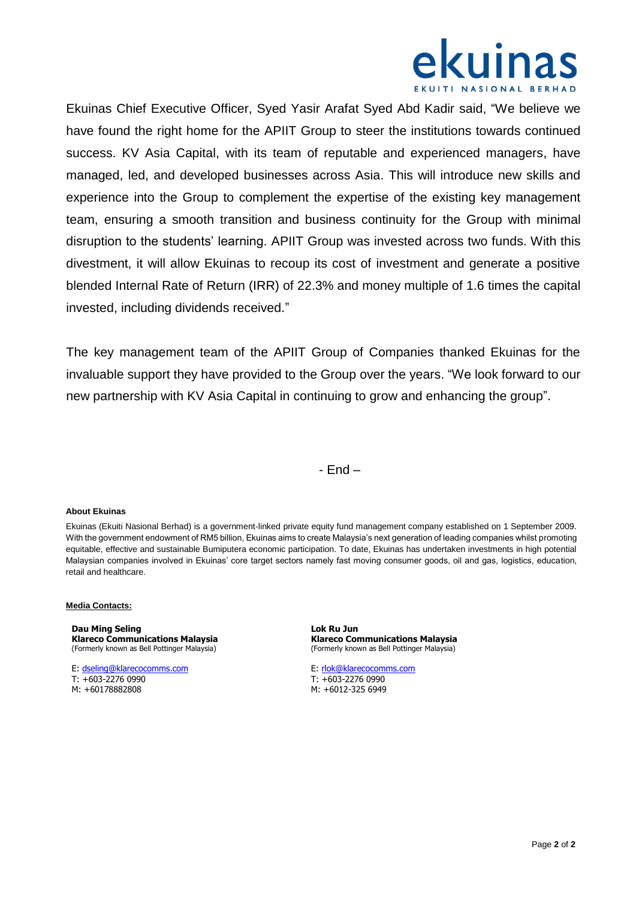Ekuinas Chief Executive Officer, Syed Yasir Arafat Syed Abd Kadir said, "We believe we have found the right home for the APIIT Group to steer the institutions towards continued success. KV Asia Capital, with its team of reputable and experienced managers, have managed, led, and developed businesses across Asia. This will introduce new skills and experience into the Group to complement the expertise of the existing key management team, ensuring a smooth transition and business continuity for the Group with minimal disruption to the students' learning. APIIT Group was invested across two funds. With this divestment, it will allow Ekuinas to recoup its cost of investment and generate a positive blended Internal Rate of Return (IRR) of 22.3% and money multiple of 1.6 times the capital invested, including dividends received."

The key management team of the APIIT Group of Companies thanked Ekuinas for the invaluable support they have provided to the Group over the years. "We look forward to our new partnership with KV Asia Capital in continuing to grow and enhancing the group".

- End –

**About Ekuinas**

Ekuinas (Ekuiti Nasional Berhad) is a government-linked private equity fund management company established on 1 September 2009. With the government endowment of RM5 billion, Ekuinas aims to create Malaysia's next generation of leading companies whilst promoting equitable, effective and sustainable Bumiputera economic participation. To date, Ekuinas has undertaken investments in high potential Malaysian companies involved in Ekuinas' core target sectors namely fast moving consumer goods, oil and gas, logistics, education, retail and healthcare.

**Media Contacts:**

**Dau Ming Seling**
**Klareco Communications Malaysia**
(Formerly known as Bell Pottinger Malaysia)

E: dseling@klarecocomms.com
T: +603-2276 0990
M: +60178882808

**Lok Ru Jun**
**Klareco Communications Malaysia**
(Formerly known as Bell Pottinger Malaysia)

E: rlok@klarecocomms.com
T: +603-2276 0990
M: +6012-325 6949